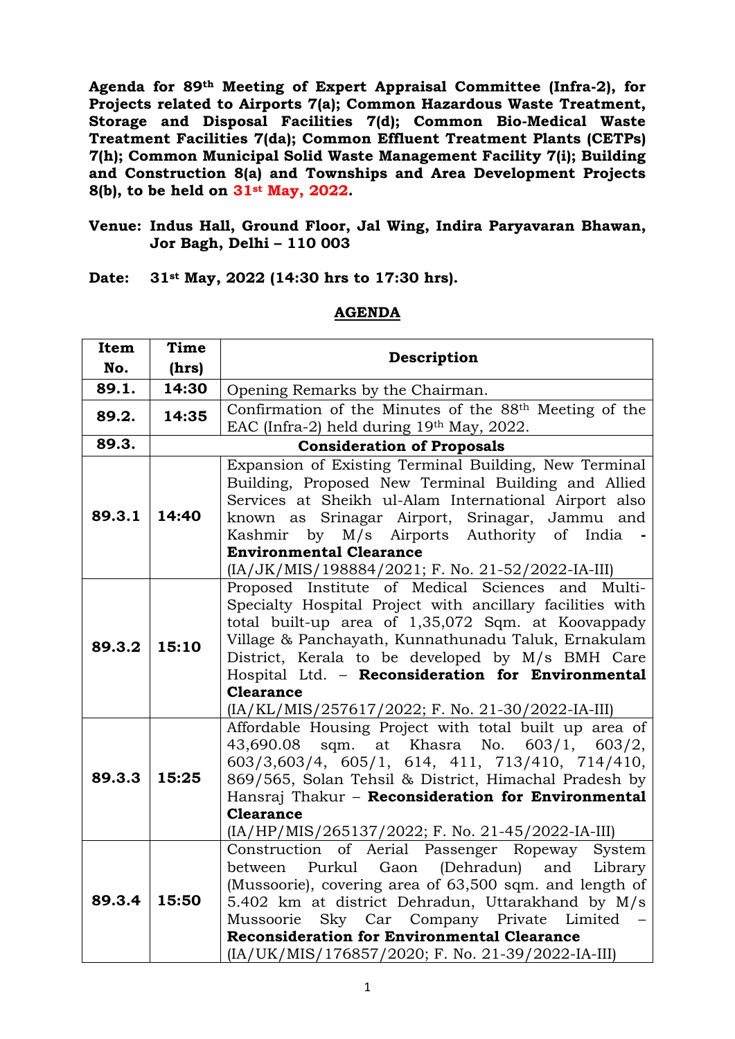**Agenda for 89th Meeting of Expert Appraisal Committee (Infra-2), for Projects related to Airports 7(a); Common Hazardous Waste Treatment, Storage and Disposal Facilities 7(d); Common Bio-Medical Waste Treatment Facilities 7(da); Common Effluent Treatment Plants (CETPs) 7(h); Common Municipal Solid Waste Management Facility 7(i); Building and Construction 8(a) and Townships and Area Development Projects 8(b), to be held on 31st May, 2022.**

**Venue: Indus Hall, Ground Floor, Jal Wing, Indira Paryavaran Bhawan, Jor Bagh, Delhi – 110 003**

**Date: 31st May, 2022 (14:30 hrs to 17:30 hrs).**

## AGENDA

| Item No. | Time (hrs) | Description |
|---|---|---|
| **89.1.** | **14:30** | Opening Remarks by the Chairman. |
| **89.2.** | **14:35** | Confirmation of the Minutes of the 88th Meeting of the EAC (Infra-2) held during 19th May, 2022. |
| **89.3.** | | **Consideration of Proposals** |
| **89.3.1** | **14:40** | Expansion of Existing Terminal Building, New Terminal Building, Proposed New Terminal Building and Allied Services at Sheikh ul-Alam International Airport also known as Srinagar Airport, Srinagar, Jammu and Kashmir by M/s Airports Authority of India - **Environmental Clearance** (IA/JK/MIS/198884/2021; F. No. 21-52/2022-IA-III) |
| **89.3.2** | **15:10** | Proposed Institute of Medical Sciences and Multi-Specialty Hospital Project with ancillary facilities with total built-up area of 1,35,072 Sqm. at Koovappady Village & Panchayath, Kunnathunadu Taluk, Ernakulam District, Kerala to be developed by M/s BMH Care Hospital Ltd. – **Reconsideration for Environmental Clearance** (IA/KL/MIS/257617/2022; F. No. 21-30/2022-IA-III) |
| **89.3.3** | **15:25** | Affordable Housing Project with total built up area of 43,690.08 sqm. at Khasra No. 603/1, 603/2, 603/3,603/4, 605/1, 614, 411, 713/410, 714/410, 869/565, Solan Tehsil & District, Himachal Pradesh by Hansraj Thakur – **Reconsideration for Environmental Clearance** (IA/HP/MIS/265137/2022; F. No. 21-45/2022-IA-III) |
| **89.3.4** | **15:50** | Construction of Aerial Passenger Ropeway System between Purkul Gaon (Dehradun) and Library (Mussoorie), covering area of 63,500 sqm. and length of 5.402 km at district Dehradun, Uttarakhand by M/s Mussoorie Sky Car Company Private Limited – **Reconsideration for Environmental Clearance** (IA/UK/MIS/176857/2020; F. No. 21-39/2022-IA-III) |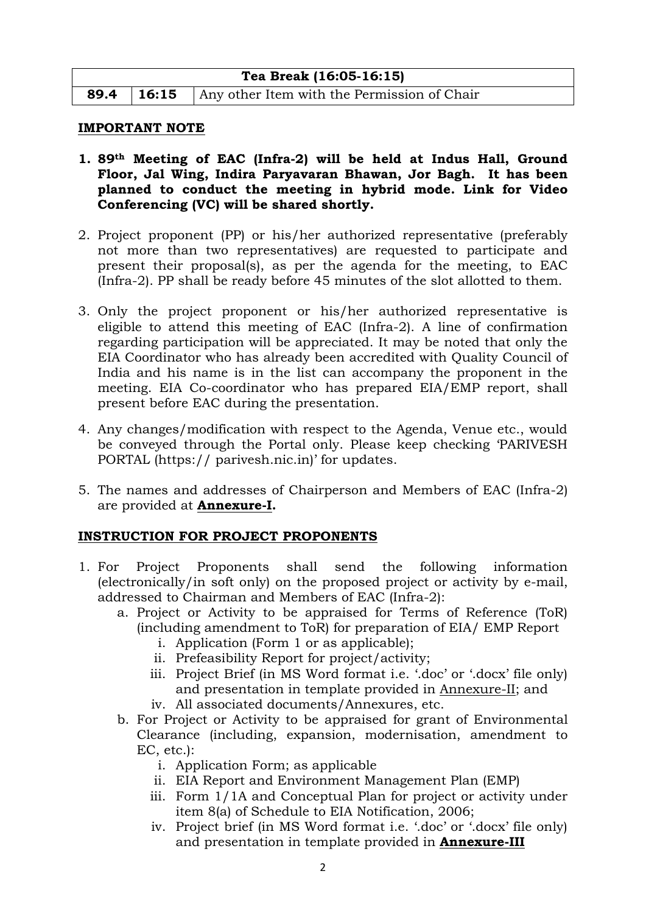| Tea Break (16:05-16:15) | | |
|---|---|---|
| **89.4** | **16:15** | Any other Item with the Permission of Chair |

## IMPORTANT NOTE

1. **89th Meeting of EAC (Infra-2) will be held at Indus Hall, Ground Floor, Jal Wing, Indira Paryavaran Bhawan, Jor Bagh. It has been planned to conduct the meeting in hybrid mode. Link for Video Conferencing (VC) will be shared shortly.**

2. Project proponent (PP) or his/her authorized representative (preferably not more than two representatives) are requested to participate and present their proposal(s), as per the agenda for the meeting, to EAC (Infra-2). PP shall be ready before 45 minutes of the slot allotted to them.

3. Only the project proponent or his/her authorized representative is eligible to attend this meeting of EAC (Infra-2). A line of confirmation regarding participation will be appreciated. It may be noted that only the EIA Coordinator who has already been accredited with Quality Council of India and his name is in the list can accompany the proponent in the meeting. EIA Co-coordinator who has prepared EIA/EMP report, shall present before EAC during the presentation.

4. Any changes/modification with respect to the Agenda, Venue etc., would be conveyed through the Portal only. Please keep checking 'PARIVESH PORTAL (https:// parivesh.nic.in)' for updates.

5. The names and addresses of Chairperson and Members of EAC (Infra-2) are provided at **Annexure-I.**

## INSTRUCTION FOR PROJECT PROPONENTS

1. For Project Proponents shall send the following information (electronically/in soft only) on the proposed project or activity by e-mail, addressed to Chairman and Members of EAC (Infra-2):
   a. Project or Activity to be appraised for Terms of Reference (ToR) (including amendment to ToR) for preparation of EIA/ EMP Report
      i. Application (Form 1 or as applicable);
      ii. Prefeasibility Report for project/activity;
      iii. Project Brief (in MS Word format i.e. '.doc' or '.docx' file only) and presentation in template provided in Annexure-II; and
      iv. All associated documents/Annexures, etc.
   b. For Project or Activity to be appraised for grant of Environmental Clearance (including, expansion, modernisation, amendment to EC, etc.):
      i. Application Form; as applicable
      ii. EIA Report and Environment Management Plan (EMP)
      iii. Form 1/1A and Conceptual Plan for project or activity under item 8(a) of Schedule to EIA Notification, 2006;
      iv. Project brief (in MS Word format i.e. '.doc' or '.docx' file only) and presentation in template provided in **Annexure-III**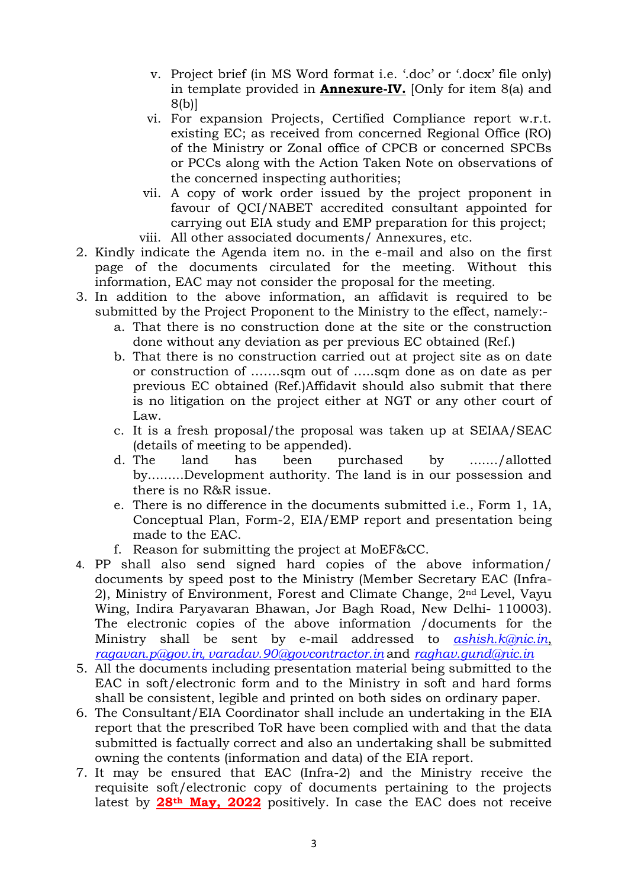v. Project brief (in MS Word format i.e. '.doc' or '.docx' file only) in template provided in **Annexure-IV.** [Only for item 8(a) and 8(b)]
   vi. For expansion Projects, Certified Compliance report w.r.t. existing EC; as received from concerned Regional Office (RO) of the Ministry or Zonal office of CPCB or concerned SPCBs or PCCs along with the Action Taken Note on observations of the concerned inspecting authorities;
   vii. A copy of work order issued by the project proponent in favour of QCI/NABET accredited consultant appointed for carrying out EIA study and EMP preparation for this project;
   viii. All other associated documents/ Annexures, etc.

2. Kindly indicate the Agenda item no. in the e-mail and also on the first page of the documents circulated for the meeting. Without this information, EAC may not consider the proposal for the meeting.
3. In addition to the above information, an affidavit is required to be submitted by the Project Proponent to the Ministry to the effect, namely:-
   a. That there is no construction done at the site or the construction done without any deviation as per previous EC obtained (Ref.)
   b. That there is no construction carried out at project site as on date or construction of …….sqm out of …..sqm done as on date as per previous EC obtained (Ref.)Affidavit should also submit that there is no litigation on the project either at NGT or any other court of Law.
   c. It is a fresh proposal/the proposal was taken up at SEIAA/SEAC (details of meeting to be appended).
   d. The land has been purchased by ……./allotted by………Development authority. The land is in our possession and there is no R&R issue.
   e. There is no difference in the documents submitted i.e., Form 1, 1A, Conceptual Plan, Form-2, EIA/EMP report and presentation being made to the EAC.
   f. Reason for submitting the project at MoEF&CC.
4. PP shall also send signed hard copies of the above information/ documents by speed post to the Ministry (Member Secretary EAC (Infra-2), Ministry of Environment, Forest and Climate Change, 2nd Level, Vayu Wing, Indira Paryavaran Bhawan, Jor Bagh Road, New Delhi- 110003). The electronic copies of the above information /documents for the Ministry shall be sent by e-mail addressed to *ashish.k@nic.in*, *ragavan.p@gov.in*, *varadav.90@govcontractor.in* and *raghav.gund@nic.in*
5. All the documents including presentation material being submitted to the EAC in soft/electronic form and to the Ministry in soft and hard forms shall be consistent, legible and printed on both sides on ordinary paper.
6. The Consultant/EIA Coordinator shall include an undertaking in the EIA report that the prescribed ToR have been complied with and that the data submitted is factually correct and also an undertaking shall be submitted owning the contents (information and data) of the EIA report.
7. It may be ensured that EAC (Infra-2) and the Ministry receive the requisite soft/electronic copy of documents pertaining to the projects latest by **28th May, 2022** positively. In case the EAC does not receive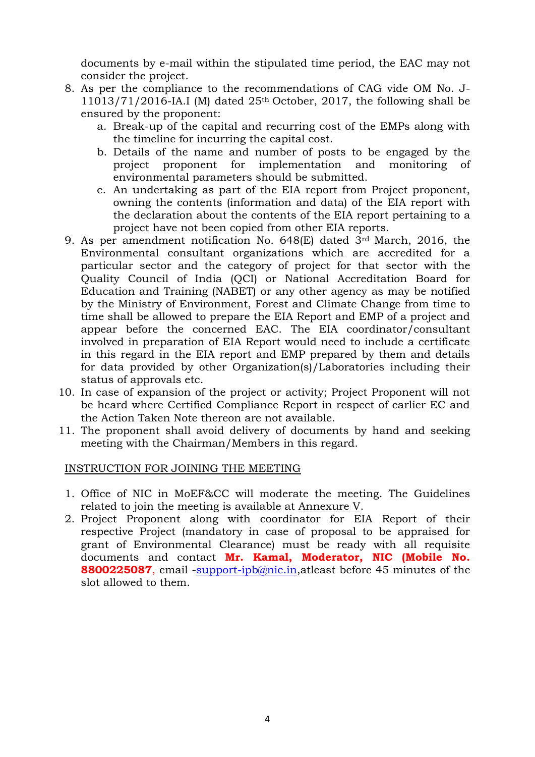documents by e-mail within the stipulated time period, the EAC may not consider the project.

8. As per the compliance to the recommendations of CAG vide OM No. J-11013/71/2016-IA.I (M) dated 25th October, 2017, the following shall be ensured by the proponent:
    a. Break-up of the capital and recurring cost of the EMPs along with the timeline for incurring the capital cost.
    b. Details of the name and number of posts to be engaged by the project proponent for implementation and monitoring of environmental parameters should be submitted.
    c. An undertaking as part of the EIA report from Project proponent, owning the contents (information and data) of the EIA report with the declaration about the contents of the EIA report pertaining to a project have not been copied from other EIA reports.
9. As per amendment notification No. 648(E) dated 3rd March, 2016, the Environmental consultant organizations which are accredited for a particular sector and the category of project for that sector with the Quality Council of India (QCI) or National Accreditation Board for Education and Training (NABET) or any other agency as may be notified by the Ministry of Environment, Forest and Climate Change from time to time shall be allowed to prepare the EIA Report and EMP of a project and appear before the concerned EAC. The EIA coordinator/consultant involved in preparation of EIA Report would need to include a certificate in this regard in the EIA report and EMP prepared by them and details for data provided by other Organization(s)/Laboratories including their status of approvals etc.
10. In case of expansion of the project or activity; Project Proponent will not be heard where Certified Compliance Report in respect of earlier EC and the Action Taken Note thereon are not available.
11. The proponent shall avoid delivery of documents by hand and seeking meeting with the Chairman/Members in this regard.

INSTRUCTION FOR JOINING THE MEETING

1. Office of NIC in MoEF&CC will moderate the meeting. The Guidelines related to join the meeting is available at Annexure V.
2. Project Proponent along with coordinator for EIA Report of their respective Project (mandatory in case of proposal to be appraised for grant of Environmental Clearance) must be ready with all requisite documents and contact **Mr. Kamal, Moderator, NIC (Mobile No. 8800225087**, email -support-ipb@nic.in,atleast before 45 minutes of the slot allowed to them.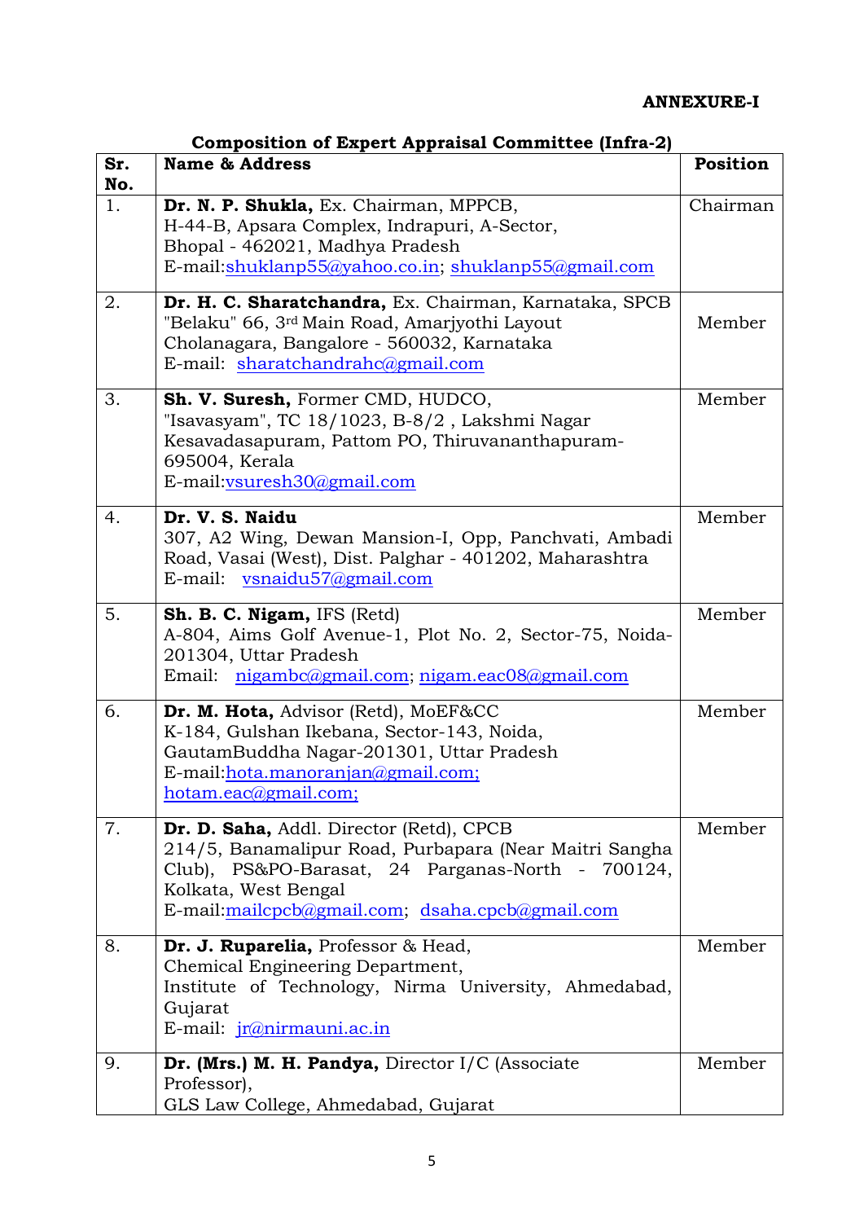**ANNEXURE-I**

**Composition of Expert Appraisal Committee (Infra-2)**

| Sr. No. | Name & Address | Position |
|---|---|---|
| 1. | **Dr. N. P. Shukla,** Ex. Chairman, MPPCB,<br>H-44-B, Apsara Complex, Indrapuri, A-Sector,<br>Bhopal - 462021, Madhya Pradesh<br>E-mail:shuklanp55@yahoo.co.in; shuklanp55@gmail.com | Chairman |
| 2. | **Dr. H. C. Sharatchandra,** Ex. Chairman, Karnataka, SPCB<br>"Belaku" 66, 3rd Main Road, Amarjyothi Layout<br>Cholanagara, Bangalore - 560032, Karnataka<br>E-mail: sharatchandrahc@gmail.com | Member |
| 3. | **Sh. V. Suresh,** Former CMD, HUDCO,<br>"Isavasyam", TC 18/1023, B-8/2 , Lakshmi Nagar<br>Kesavadasapuram, Pattom PO, Thiruvananthapuram-695004, Kerala<br>E-mail:vsuresh30@gmail.com | Member |
| 4. | **Dr. V. S. Naidu**<br>307, A2 Wing, Dewan Mansion-I, Opp, Panchvati, Ambadi Road, Vasai (West), Dist. Palghar - 401202, Maharashtra<br>E-mail: vsnaidu57@gmail.com | Member |
| 5. | **Sh. B. C. Nigam,** IFS (Retd)<br>A-804, Aims Golf Avenue-1, Plot No. 2, Sector-75, Noida-201304, Uttar Pradesh<br>Email: nigambc@gmail.com; nigam.eac08@gmail.com | Member |
| 6. | **Dr. M. Hota,** Advisor (Retd), MoEF&CC<br>K-184, Gulshan Ikebana, Sector-143, Noida,<br>GautamBuddha Nagar-201301, Uttar Pradesh<br>E-mail:hota.manoranjan@gmail.com;<br>hotam.eac@gmail.com; | Member |
| 7. | **Dr. D. Saha,** Addl. Director (Retd), CPCB<br>214/5, Banamalipur Road, Purbapara (Near Maitri Sangha Club), PS&PO-Barasat, 24 Parganas-North - 700124, Kolkata, West Bengal<br>E-mail:mailcpcb@gmail.com; dsaha.cpcb@gmail.com | Member |
| 8. | **Dr. J. Ruparelia,** Professor & Head,<br>Chemical Engineering Department,<br>Institute of Technology, Nirma University, Ahmedabad, Gujarat<br>E-mail: jr@nirmauni.ac.in | Member |
| 9. | **Dr. (Mrs.) M. H. Pandya,** Director I/C (Associate Professor),<br>GLS Law College, Ahmedabad, Gujarat | Member |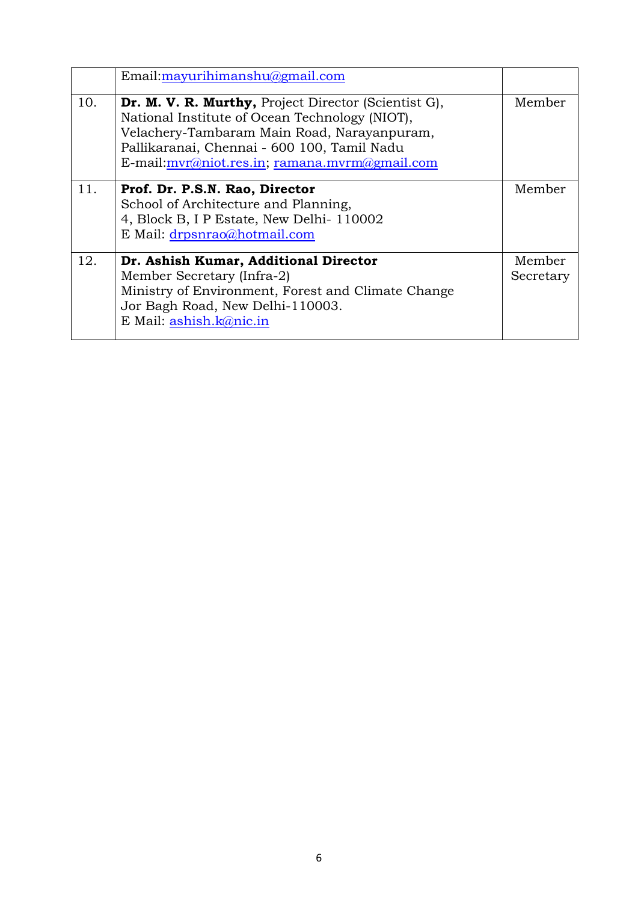| | | |
|---|---|---|
| | Email:mayurihimanshu@gmail.com | |
| 10. | **Dr. M. V. R. Murthy,** Project Director (Scientist G), National Institute of Ocean Technology (NIOT), Velachery-Tambaram Main Road, Narayanpuram, Pallikaranai, Chennai - 600 100, Tamil Nadu E-mail:mvr@niot.res.in; ramana.mvrm@gmail.com | Member |
| 11. | **Prof. Dr. P.S.N. Rao, Director** School of Architecture and Planning, 4, Block B, I P Estate, New Delhi- 110002 E Mail: drpsnrao@hotmail.com | Member |
| 12. | **Dr. Ashish Kumar, Additional Director** Member Secretary (Infra-2) Ministry of Environment, Forest and Climate Change Jor Bagh Road, New Delhi-110003. E Mail: ashish.k@nic.in | Member Secretary |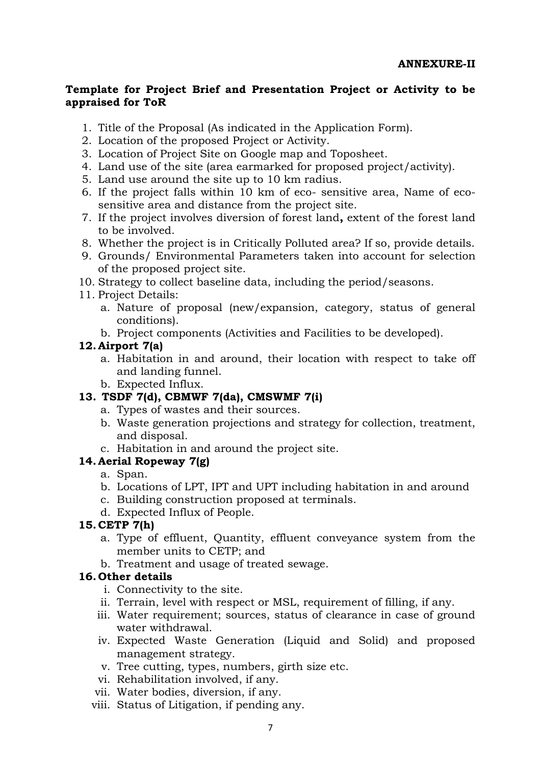**ANNEXURE-II**

**Template for Project Brief and Presentation Project or Activity to be appraised for ToR**

1. Title of the Proposal (As indicated in the Application Form).
2. Location of the proposed Project or Activity.
3. Location of Project Site on Google map and Toposheet.
4. Land use of the site (area earmarked for proposed project/activity).
5. Land use around the site up to 10 km radius.
6. If the project falls within 10 km of eco- sensitive area, Name of eco-sensitive area and distance from the project site.
7. If the project involves diversion of forest land**,** extent of the forest land to be involved.
8. Whether the project is in Critically Polluted area? If so, provide details.
9. Grounds/ Environmental Parameters taken into account for selection of the proposed project site.
10. Strategy to collect baseline data, including the period/seasons.
11. Project Details:
    a. Nature of proposal (new/expansion, category, status of general conditions).
    b. Project components (Activities and Facilities to be developed).
12. **Airport 7(a)**
    a. Habitation in and around, their location with respect to take off and landing funnel.
    b. Expected Influx.
13. **TSDF 7(d), CBMWF 7(da), CMSWMF 7(i)**
    a. Types of wastes and their sources.
    b. Waste generation projections and strategy for collection, treatment, and disposal.
    c. Habitation in and around the project site.
14. **Aerial Ropeway 7(g)**
    a. Span.
    b. Locations of LPT, IPT and UPT including habitation in and around
    c. Building construction proposed at terminals.
    d. Expected Influx of People.
15. **CETP 7(h)**
    a. Type of effluent, Quantity, effluent conveyance system from the member units to CETP; and
    b. Treatment and usage of treated sewage.
16. **Other details**
    i. Connectivity to the site.
    ii. Terrain, level with respect or MSL, requirement of filling, if any.
    iii. Water requirement; sources, status of clearance in case of ground water withdrawal.
    iv. Expected Waste Generation (Liquid and Solid) and proposed management strategy.
    v. Tree cutting, types, numbers, girth size etc.
    vi. Rehabilitation involved, if any.
    vii. Water bodies, diversion, if any.
    viii. Status of Litigation, if pending any.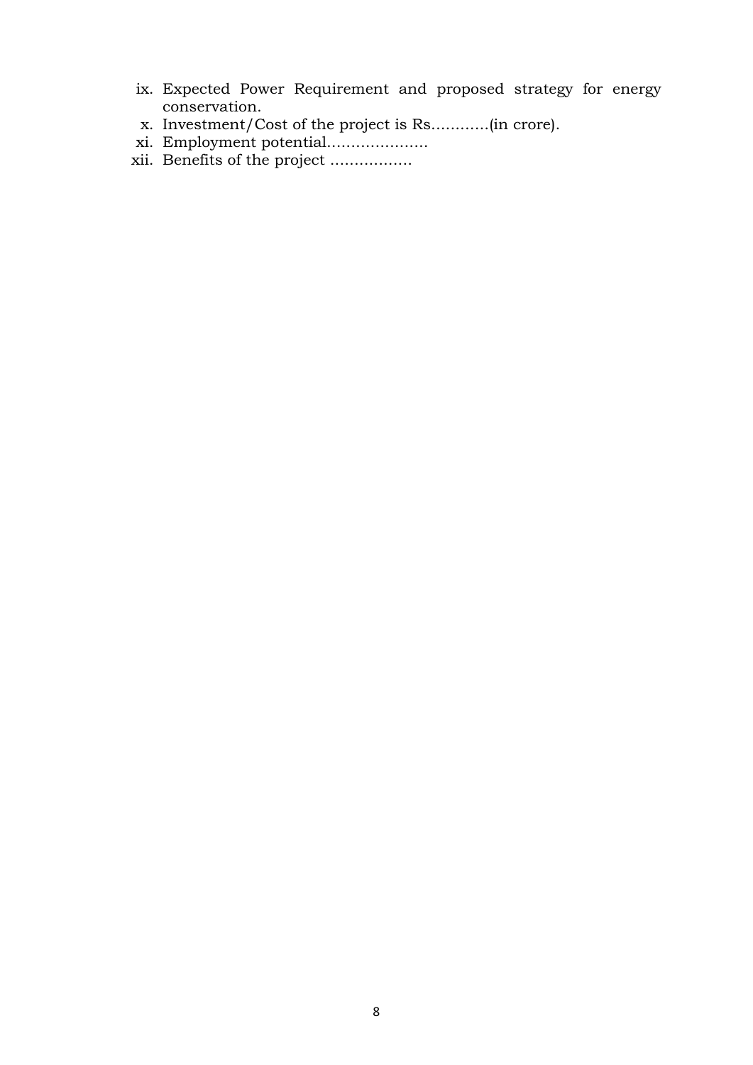ix. Expected Power Requirement and proposed strategy for energy conservation.

x. Investment/Cost of the project is Rs…………(in crore).

xi. Employment potential…………………

xii. Benefits of the project ……………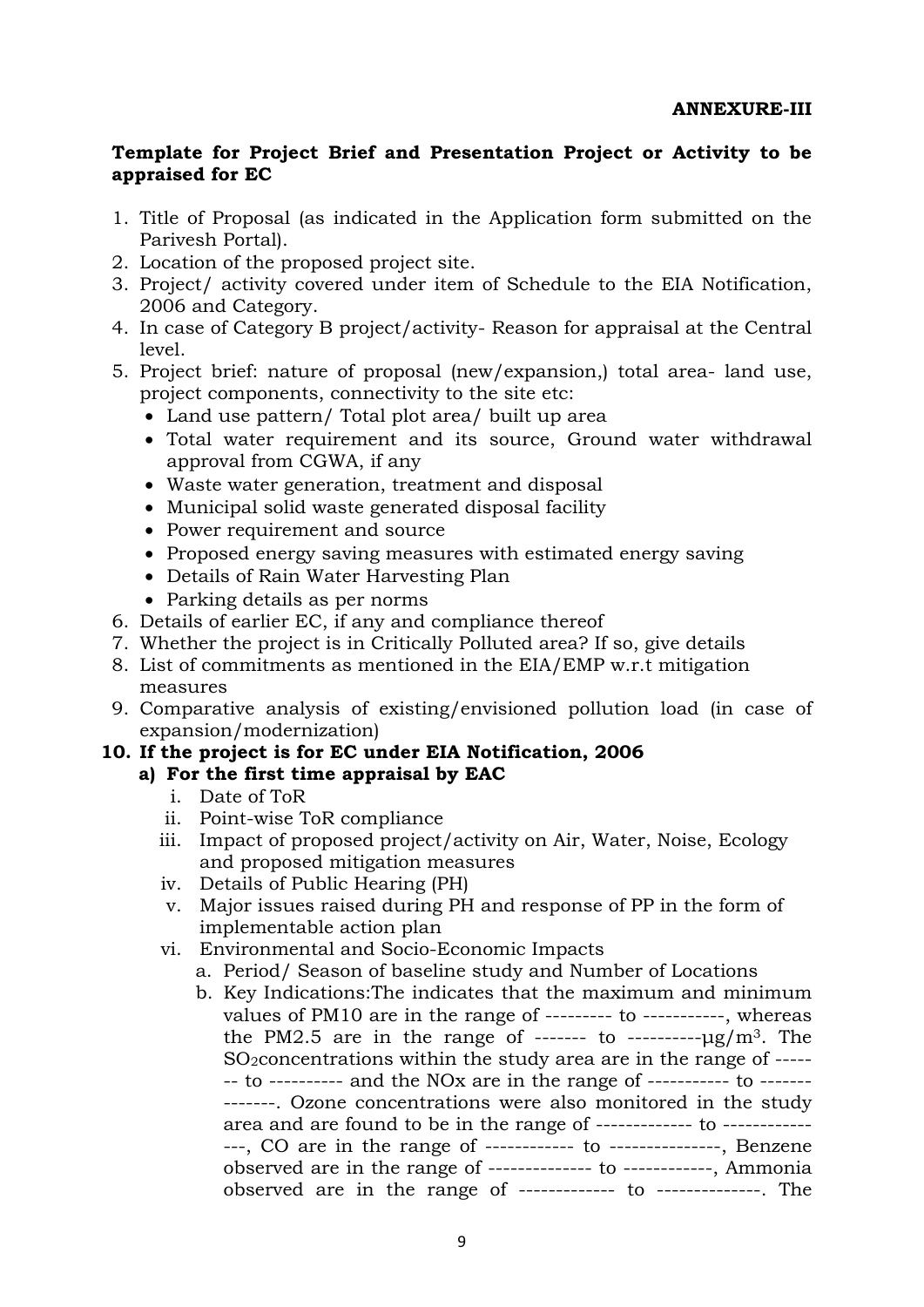**ANNEXURE-III**

**Template for Project Brief and Presentation Project or Activity to be appraised for EC**

1. Title of Proposal (as indicated in the Application form submitted on the Parivesh Portal).
2. Location of the proposed project site.
3. Project/ activity covered under item of Schedule to the EIA Notification, 2006 and Category.
4. In case of Category B project/activity- Reason for appraisal at the Central level.
5. Project brief: nature of proposal (new/expansion,) total area- land use, project components, connectivity to the site etc:
   - Land use pattern/ Total plot area/ built up area
   - Total water requirement and its source, Ground water withdrawal approval from CGWA, if any
   - Waste water generation, treatment and disposal
   - Municipal solid waste generated disposal facility
   - Power requirement and source
   - Proposed energy saving measures with estimated energy saving
   - Details of Rain Water Harvesting Plan
   - Parking details as per norms
6. Details of earlier EC, if any and compliance thereof
7. Whether the project is in Critically Polluted area? If so, give details
8. List of commitments as mentioned in the EIA/EMP w.r.t mitigation measures
9. Comparative analysis of existing/envisioned pollution load (in case of expansion/modernization)
10. **If the project is for EC under EIA Notification, 2006**
    a) **For the first time appraisal by EAC**
       i. Date of ToR
       ii. Point-wise ToR compliance
       iii. Impact of proposed project/activity on Air, Water, Noise, Ecology and proposed mitigation measures
       iv. Details of Public Hearing (PH)
       v. Major issues raised during PH and response of PP in the form of implementable action plan
       vi. Environmental and Socio-Economic Impacts
          a. Period/ Season of baseline study and Number of Locations
          b. Key Indications:The indicates that the maximum and minimum values of PM10 are in the range of --------- to -----------, whereas the PM2.5 are in the range of ------- to ----------µg/m$^3$. The $SO_2$concentrations within the study area are in the range of ------- to ---------- and the NOx are in the range of ----------- to --------------. Ozone concentrations were also monitored in the study area and are found to be in the range of ------------- to ---------------, CO are in the range of ------------ to ---------------, Benzene observed are in the range of -------------- to ------------, Ammonia observed are in the range of ------------- to --------------. The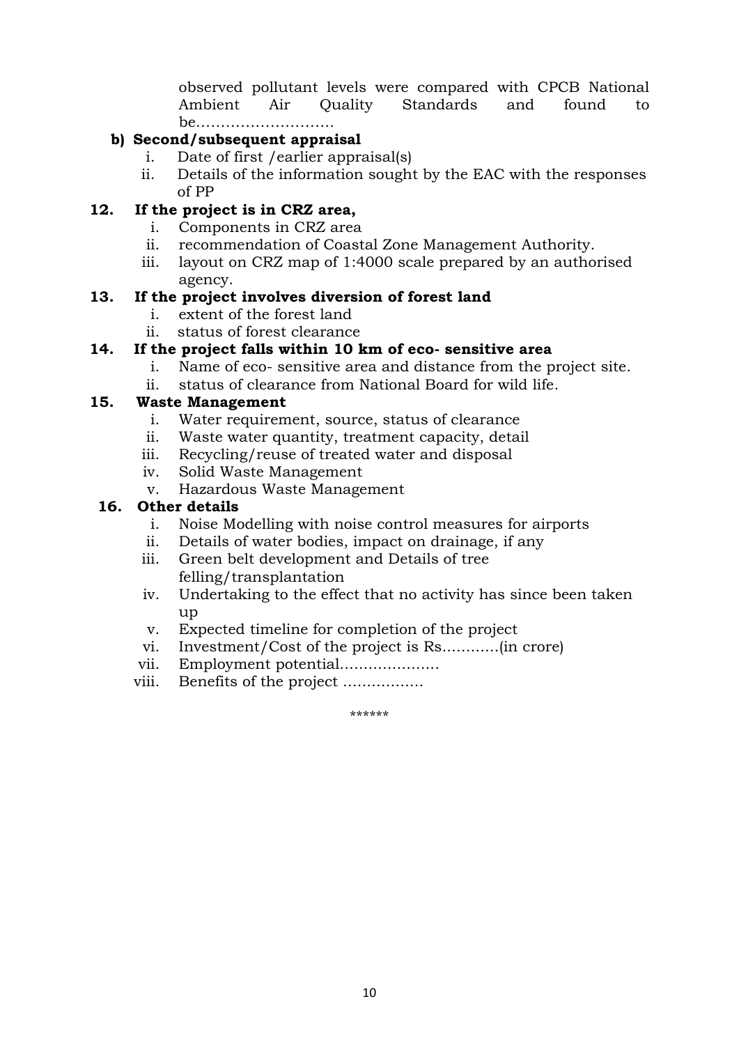observed pollutant levels were compared with CPCB National Ambient Air Quality Standards and found to be……………………….

**b) Second/subsequent appraisal**

i. Date of first /earlier appraisal(s)
ii. Details of the information sought by the EAC with the responses of PP

**12. If the project is in CRZ area,**

i. Components in CRZ area
ii. recommendation of Coastal Zone Management Authority.
iii. layout on CRZ map of 1:4000 scale prepared by an authorised agency.

**13. If the project involves diversion of forest land**

i. extent of the forest land
ii. status of forest clearance

**14. If the project falls within 10 km of eco- sensitive area**

i. Name of eco- sensitive area and distance from the project site.
ii. status of clearance from National Board for wild life.

**15. Waste Management**

i. Water requirement, source, status of clearance
ii. Waste water quantity, treatment capacity, detail
iii. Recycling/reuse of treated water and disposal
iv. Solid Waste Management
v. Hazardous Waste Management

**16. Other details**

i. Noise Modelling with noise control measures for airports
ii. Details of water bodies, impact on drainage, if any
iii. Green belt development and Details of tree felling/transplantation
iv. Undertaking to the effect that no activity has since been taken up
v. Expected timeline for completion of the project
vi. Investment/Cost of the project is Rs…………(in crore)
vii. Employment potential…………………
viii. Benefits of the project ……………..

******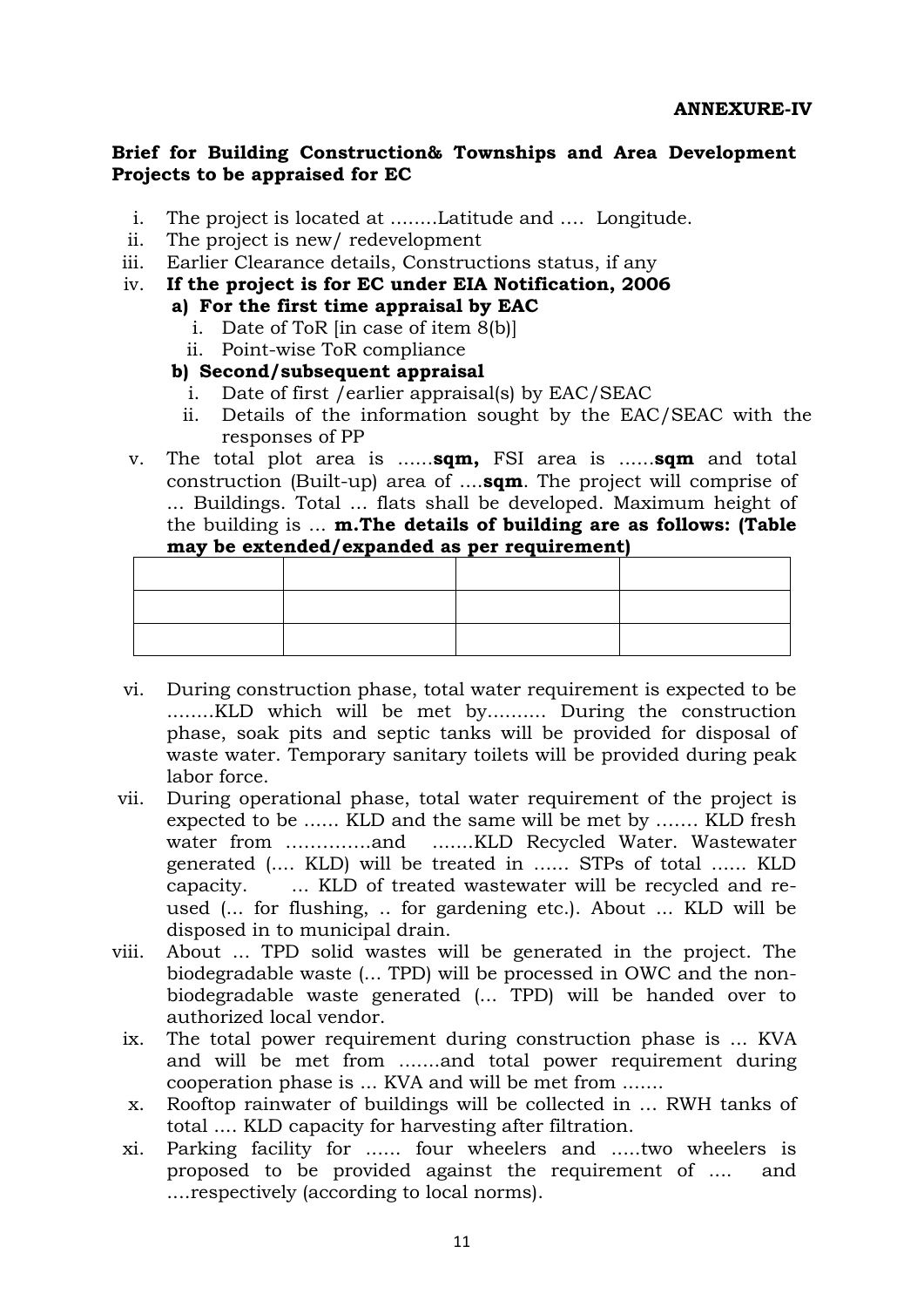**ANNEXURE-IV**

**Brief for Building Construction& Townships and Area Development Projects to be appraised for EC**

i. The project is located at ……..Latitude and …. Longitude.
ii. The project is new/ redevelopment
iii. Earlier Clearance details, Constructions status, if any
iv. **If the project is for EC under EIA Notification, 2006**
   **a) For the first time appraisal by EAC**
      i. Date of ToR [in case of item 8(b)]
      ii. Point-wise ToR compliance
   **b) Second/subsequent appraisal**
      i. Date of first /earlier appraisal(s) by EAC/SEAC
      ii. Details of the information sought by the EAC/SEAC with the responses of PP
v. The total plot area is ……**sqm,** FSI area is ……**sqm** and total construction (Built-up) area of ….**sqm**. The project will comprise of … Buildings. Total … flats shall be developed. Maximum height of the building is … **m.The details of building are as follows: (Table may be extended/expanded as per requirement)**

| | | | |
|---|---|---|---|
| | | | |
| | | | |

vi. During construction phase, total water requirement is expected to be ……..KLD which will be met by………. During the construction phase, soak pits and septic tanks will be provided for disposal of waste water. Temporary sanitary toilets will be provided during peak labor force.
vii. During operational phase, total water requirement of the project is expected to be …… KLD and the same will be met by ……. KLD fresh water from ………….and …….KLD Recycled Water. Wastewater generated (…. KLD) will be treated in …… STPs of total …… KLD capacity. … KLD of treated wastewater will be recycled and re-used (… for flushing, .. for gardening etc.). About … KLD will be disposed in to municipal drain.
viii. About … TPD solid wastes will be generated in the project. The biodegradable waste (… TPD) will be processed in OWC and the non-biodegradable waste generated (… TPD) will be handed over to authorized local vendor.
ix. The total power requirement during construction phase is … KVA and will be met from …….and total power requirement during cooperation phase is … KVA and will be met from …….
x. Rooftop rainwater of buildings will be collected in … RWH tanks of total …. KLD capacity for harvesting after filtration.
xi. Parking facility for …… four wheelers and …..two wheelers is proposed to be provided against the requirement of …. and ….respectively (according to local norms).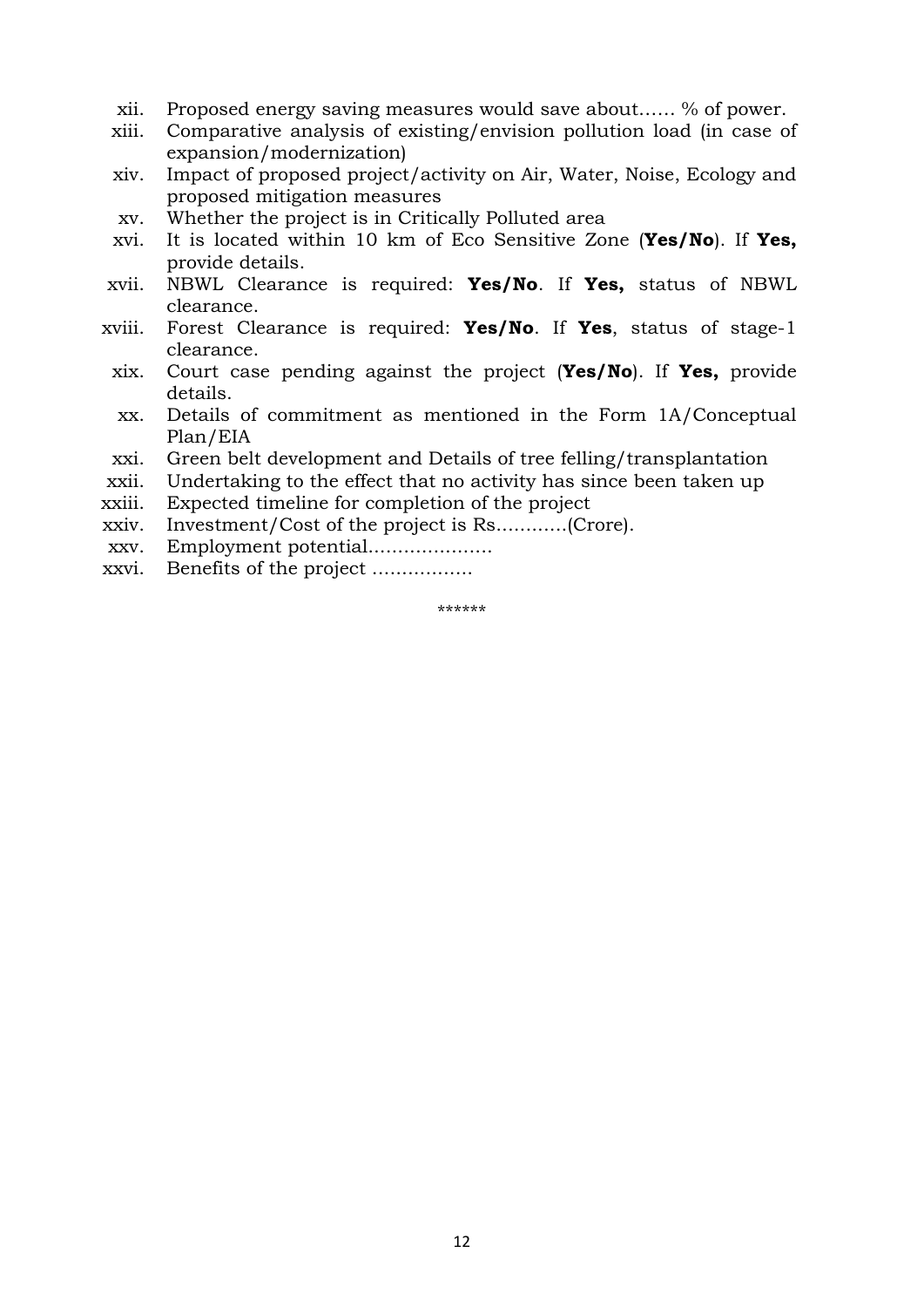xii. Proposed energy saving measures would save about…… % of power.

xiii. Comparative analysis of existing/envision pollution load (in case of expansion/modernization)

xiv. Impact of proposed project/activity on Air, Water, Noise, Ecology and proposed mitigation measures

xv. Whether the project is in Critically Polluted area

xvi. It is located within 10 km of Eco Sensitive Zone (**Yes/No**). If **Yes,** provide details.

xvii. NBWL Clearance is required: **Yes/No**. If **Yes,** status of NBWL clearance.

xviii. Forest Clearance is required: **Yes/No**. If **Yes**, status of stage-1 clearance.

xix. Court case pending against the project (**Yes/No**). If **Yes,** provide details.

xx. Details of commitment as mentioned in the Form 1A/Conceptual Plan/EIA

xxi. Green belt development and Details of tree felling/transplantation

xxii. Undertaking to the effect that no activity has since been taken up

xxiii. Expected timeline for completion of the project

xxiv. Investment/Cost of the project is Rs…………(Crore).

xxv. Employment potential…………………

xxvi. Benefits of the project ……………..

******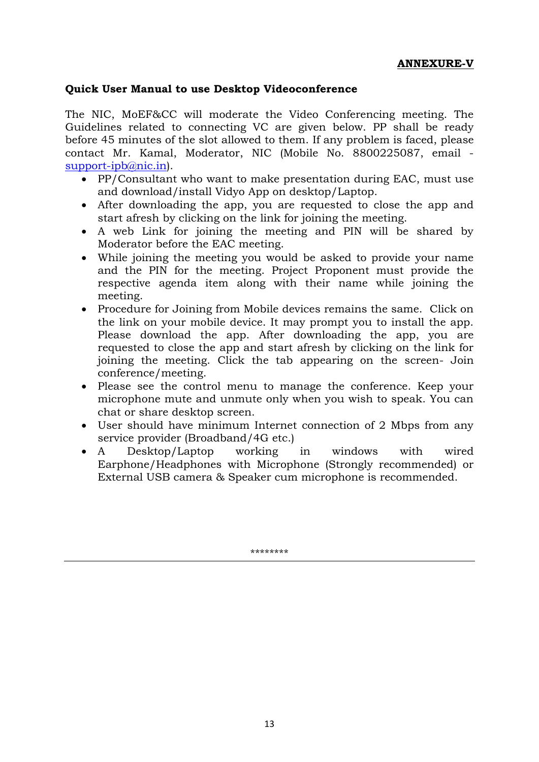**ANNEXURE-V**

**Quick User Manual to use Desktop Videoconference**

The NIC, MoEF&CC will moderate the Video Conferencing meeting. The Guidelines related to connecting VC are given below. PP shall be ready before 45 minutes of the slot allowed to them. If any problem is faced, please contact Mr. Kamal, Moderator, NIC (Mobile No. 8800225087, email - support-ipb@nic.in).

- PP/Consultant who want to make presentation during EAC, must use and download/install Vidyo App on desktop/Laptop.
- After downloading the app, you are requested to close the app and start afresh by clicking on the link for joining the meeting.
- A web Link for joining the meeting and PIN will be shared by Moderator before the EAC meeting.
- While joining the meeting you would be asked to provide your name and the PIN for the meeting. Project Proponent must provide the respective agenda item along with their name while joining the meeting.
- Procedure for Joining from Mobile devices remains the same. Click on the link on your mobile device. It may prompt you to install the app. Please download the app. After downloading the app, you are requested to close the app and start afresh by clicking on the link for joining the meeting. Click the tab appearing on the screen- Join conference/meeting.
- Please see the control menu to manage the conference. Keep your microphone mute and unmute only when you wish to speak. You can chat or share desktop screen.
- User should have minimum Internet connection of 2 Mbps from any service provider (Broadband/4G etc.)
- A Desktop/Laptop working in windows with wired Earphone/Headphones with Microphone (Strongly recommended) or External USB camera & Speaker cum microphone is recommended.

********

---